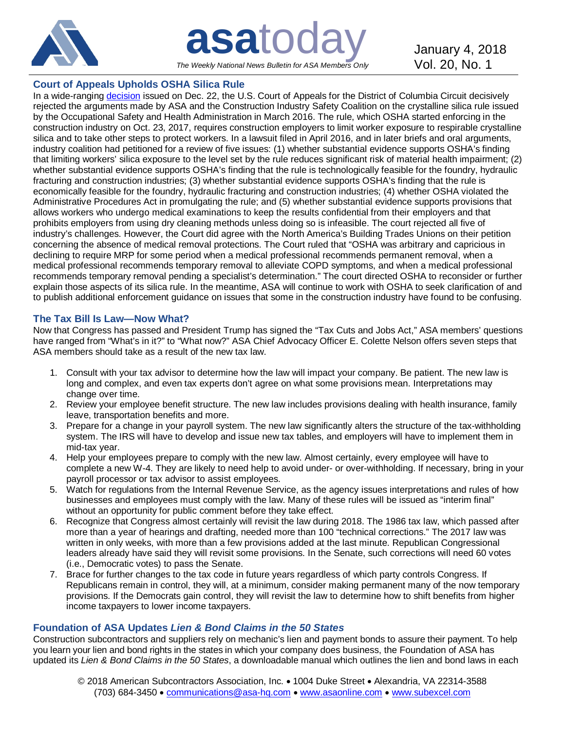# asatoday

*The Weekly National News Bulletin for ASA Members Only*

January 4, 2018
Vol. 20, No. 1

## Court of Appeals Upholds OSHA Silica Rule

In a wide-ranging decision issued on Dec. 22, the U.S. Court of Appeals for the District of Columbia Circuit decisively rejected the arguments made by ASA and the Construction Industry Safety Coalition on the crystalline silica rule issued by the Occupational Safety and Health Administration in March 2016. The rule, which OSHA started enforcing in the construction industry on Oct. 23, 2017, requires construction employers to limit worker exposure to respirable crystalline silica and to take other steps to protect workers. In a lawsuit filed in April 2016, and in later briefs and oral arguments, industry coalition had petitioned for a review of five issues: (1) whether substantial evidence supports OSHA's finding that limiting workers' silica exposure to the level set by the rule reduces significant risk of material health impairment; (2) whether substantial evidence supports OSHA's finding that the rule is technologically feasible for the foundry, hydraulic fracturing and construction industries; (3) whether substantial evidence supports OSHA's finding that the rule is economically feasible for the foundry, hydraulic fracturing and construction industries; (4) whether OSHA violated the Administrative Procedures Act in promulgating the rule; and (5) whether substantial evidence supports provisions that allows workers who undergo medical examinations to keep the results confidential from their employers and that prohibits employers from using dry cleaning methods unless doing so is infeasible. The court rejected all five of industry's challenges. However, the Court did agree with the North America's Building Trades Unions on their petition concerning the absence of medical removal protections. The Court ruled that "OSHA was arbitrary and capricious in declining to require MRP for some period when a medical professional recommends permanent removal, when a medical professional recommends temporary removal to alleviate COPD symptoms, and when a medical professional recommends temporary removal pending a specialist's determination." The court directed OSHA to reconsider or further explain those aspects of its silica rule. In the meantime, ASA will continue to work with OSHA to seek clarification of and to publish additional enforcement guidance on issues that some in the construction industry have found to be confusing.

## The Tax Bill Is Law—Now What?

Now that Congress has passed and President Trump has signed the "Tax Cuts and Jobs Act," ASA members' questions have ranged from "What's in it?" to "What now?" ASA Chief Advocacy Officer E. Colette Nelson offers seven steps that ASA members should take as a result of the new tax law.

1. Consult with your tax advisor to determine how the law will impact your company. Be patient. The new law is long and complex, and even tax experts don't agree on what some provisions mean. Interpretations may change over time.
2. Review your employee benefit structure. The new law includes provisions dealing with health insurance, family leave, transportation benefits and more.
3. Prepare for a change in your payroll system. The new law significantly alters the structure of the tax-withholding system. The IRS will have to develop and issue new tax tables, and employers will have to implement them in mid-tax year.
4. Help your employees prepare to comply with the new law. Almost certainly, every employee will have to complete a new W-4. They are likely to need help to avoid under- or over-withholding. If necessary, bring in your payroll processor or tax advisor to assist employees.
5. Watch for regulations from the Internal Revenue Service, as the agency issues interpretations and rules of how businesses and employees must comply with the law. Many of these rules will be issued as "interim final" without an opportunity for public comment before they take effect.
6. Recognize that Congress almost certainly will revisit the law during 2018. The 1986 tax law, which passed after more than a year of hearings and drafting, needed more than 100 "technical corrections." The 2017 law was written in only weeks, with more than a few provisions added at the last minute. Republican Congressional leaders already have said they will revisit some provisions. In the Senate, such corrections will need 60 votes (i.e., Democratic votes) to pass the Senate.
7. Brace for further changes to the tax code in future years regardless of which party controls Congress. If Republicans remain in control, they will, at a minimum, consider making permanent many of the now temporary provisions. If the Democrats gain control, they will revisit the law to determine how to shift benefits from higher income taxpayers to lower income taxpayers.

## Foundation of ASA Updates *Lien & Bond Claims in the 50 States*

Construction subcontractors and suppliers rely on mechanic's lien and payment bonds to assure their payment. To help you learn your lien and bond rights in the states in which your company does business, the Foundation of ASA has updated its *Lien & Bond Claims in the 50 States*, a downloadable manual which outlines the lien and bond laws in each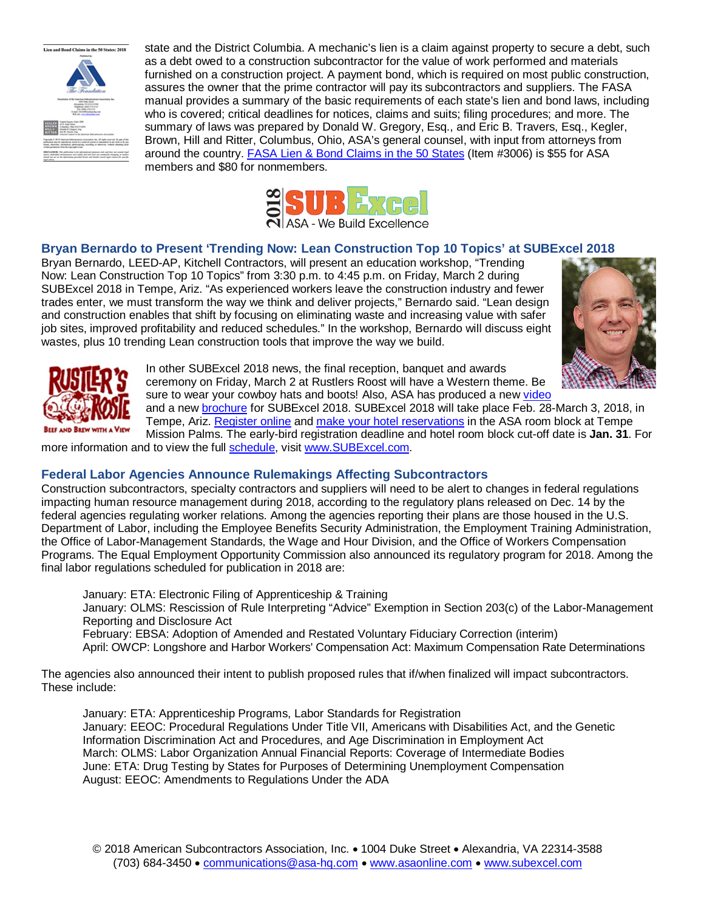state and the District Columbia. A mechanic's lien is a claim against property to secure a debt, such as a debt owed to a construction subcontractor for the value of work performed and materials furnished on a construction project. A payment bond, which is required on most public construction, assures the owner that the prime contractor will pay its subcontractors and suppliers. The FASA manual provides a summary of the basic requirements of each state's lien and bond laws, including who is covered; critical deadlines for notices, claims and suits; filing procedures; and more. The summary of laws was prepared by Donald W. Gregory, Esq., and Eric B. Travers, Esq., Kegler, Brown, Hill and Ritter, Columbus, Ohio, ASA's general counsel, with input from attorneys from around the country. FASA Lien & Bond Claims in the 50 States (Item #3006) is $55 for ASA members and $80 for nonmembers.

## Bryan Bernardo to Present 'Trending Now: Lean Construction Top 10 Topics' at SUBExcel 2018

Bryan Bernardo, LEED-AP, Kitchell Contractors, will present an education workshop, "Trending Now: Lean Construction Top 10 Topics" from 3:30 p.m. to 4:45 p.m. on Friday, March 2 during SUBExcel 2018 in Tempe, Ariz. "As experienced workers leave the construction industry and fewer trades enter, we must transform the way we think and deliver projects," Bernardo said. "Lean design and construction enables that shift by focusing on eliminating waste and increasing value with safer job sites, improved profitability and reduced schedules." In the workshop, Bernardo will discuss eight wastes, plus 10 trending Lean construction tools that improve the way we build.

In other SUBExcel 2018 news, the final reception, banquet and awards ceremony on Friday, March 2 at Rustlers Roost will have a Western theme. Be sure to wear your cowboy hats and boots! Also, ASA has produced a new video and a new brochure for SUBExcel 2018. SUBExcel 2018 will take place Feb. 28-March 3, 2018, in Tempe, Ariz. Register online and make your hotel reservations in the ASA room block at Tempe Mission Palms. The early-bird registration deadline and hotel room block cut-off date is **Jan. 31**. For more information and to view the full schedule, visit www.SUBExcel.com.

## Federal Labor Agencies Announce Rulemakings Affecting Subcontractors

Construction subcontractors, specialty contractors and suppliers will need to be alert to changes in federal regulations impacting human resource management during 2018, according to the regulatory plans released on Dec. 14 by the federal agencies regulating worker relations. Among the agencies reporting their plans are those housed in the U.S. Department of Labor, including the Employee Benefits Security Administration, the Employment Training Administration, the Office of Labor-Management Standards, the Wage and Hour Division, and the Office of Workers Compensation Programs. The Equal Employment Opportunity Commission also announced its regulatory program for 2018. Among the final labor regulations scheduled for publication in 2018 are:

January: ETA: Electronic Filing of Apprenticeship & Training
January: OLMS: Rescission of Rule Interpreting "Advice" Exemption in Section 203(c) of the Labor-Management Reporting and Disclosure Act
February: EBSA: Adoption of Amended and Restated Voluntary Fiduciary Correction (interim)
April: OWCP: Longshore and Harbor Workers' Compensation Act: Maximum Compensation Rate Determinations

The agencies also announced their intent to publish proposed rules that if/when finalized will impact subcontractors. These include:

January: ETA: Apprenticeship Programs, Labor Standards for Registration
January: EEOC: Procedural Regulations Under Title VII, Americans with Disabilities Act, and the Genetic Information Discrimination Act and Procedures, and Age Discrimination in Employment Act
March: OLMS: Labor Organization Annual Financial Reports: Coverage of Intermediate Bodies
June: ETA: Drug Testing by States for Purposes of Determining Unemployment Compensation
August: EEOC: Amendments to Regulations Under the ADA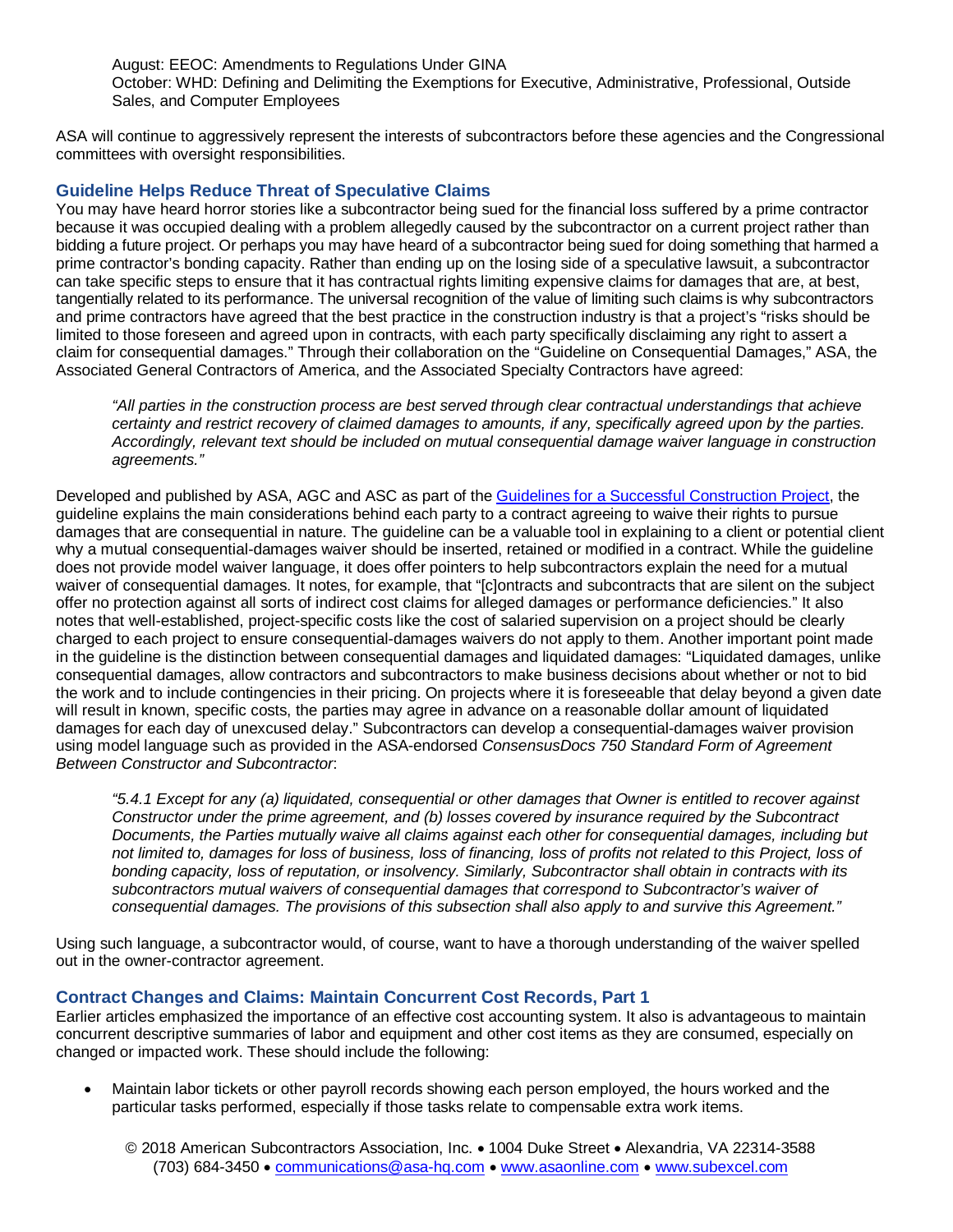August: EEOC: Amendments to Regulations Under GINA
October: WHD: Defining and Delimiting the Exemptions for Executive, Administrative, Professional, Outside Sales, and Computer Employees

ASA will continue to aggressively represent the interests of subcontractors before these agencies and the Congressional committees with oversight responsibilities.

### Guideline Helps Reduce Threat of Speculative Claims

You may have heard horror stories like a subcontractor being sued for the financial loss suffered by a prime contractor because it was occupied dealing with a problem allegedly caused by the subcontractor on a current project rather than bidding a future project. Or perhaps you may have heard of a subcontractor being sued for doing something that harmed a prime contractor's bonding capacity. Rather than ending up on the losing side of a speculative lawsuit, a subcontractor can take specific steps to ensure that it has contractual rights limiting expensive claims for damages that are, at best, tangentially related to its performance. The universal recognition of the value of limiting such claims is why subcontractors and prime contractors have agreed that the best practice in the construction industry is that a project's "risks should be limited to those foreseen and agreed upon in contracts, with each party specifically disclaiming any right to assert a claim for consequential damages." Through their collaboration on the "Guideline on Consequential Damages," ASA, the Associated General Contractors of America, and the Associated Specialty Contractors have agreed:

> *"All parties in the construction process are best served through clear contractual understandings that achieve certainty and restrict recovery of claimed damages to amounts, if any, specifically agreed upon by the parties. Accordingly, relevant text should be included on mutual consequential damage waiver language in construction agreements."*

Developed and published by ASA, AGC and ASC as part of the Guidelines for a Successful Construction Project, the guideline explains the main considerations behind each party to a contract agreeing to waive their rights to pursue damages that are consequential in nature. The guideline can be a valuable tool in explaining to a client or potential client why a mutual consequential-damages waiver should be inserted, retained or modified in a contract. While the guideline does not provide model waiver language, it does offer pointers to help subcontractors explain the need for a mutual waiver of consequential damages. It notes, for example, that "[c]ontracts and subcontracts that are silent on the subject offer no protection against all sorts of indirect cost claims for alleged damages or performance deficiencies." It also notes that well-established, project-specific costs like the cost of salaried supervision on a project should be clearly charged to each project to ensure consequential-damages waivers do not apply to them. Another important point made in the guideline is the distinction between consequential damages and liquidated damages: "Liquidated damages, unlike consequential damages, allow contractors and subcontractors to make business decisions about whether or not to bid the work and to include contingencies in their pricing. On projects where it is foreseeable that delay beyond a given date will result in known, specific costs, the parties may agree in advance on a reasonable dollar amount of liquidated damages for each day of unexcused delay." Subcontractors can develop a consequential-damages waiver provision using model language such as provided in the ASA-endorsed *ConsensusDocs 750 Standard Form of Agreement Between Constructor and Subcontractor*:

> *"5.4.1 Except for any (a) liquidated, consequential or other damages that Owner is entitled to recover against Constructor under the prime agreement, and (b) losses covered by insurance required by the Subcontract Documents, the Parties mutually waive all claims against each other for consequential damages, including but not limited to, damages for loss of business, loss of financing, loss of profits not related to this Project, loss of bonding capacity, loss of reputation, or insolvency. Similarly, Subcontractor shall obtain in contracts with its subcontractors mutual waivers of consequential damages that correspond to Subcontractor's waiver of consequential damages. The provisions of this subsection shall also apply to and survive this Agreement."*

Using such language, a subcontractor would, of course, want to have a thorough understanding of the waiver spelled out in the owner-contractor agreement.

### Contract Changes and Claims: Maintain Concurrent Cost Records, Part 1

Earlier articles emphasized the importance of an effective cost accounting system. It also is advantageous to maintain concurrent descriptive summaries of labor and equipment and other cost items as they are consumed, especially on changed or impacted work. These should include the following:

- Maintain labor tickets or other payroll records showing each person employed, the hours worked and the particular tasks performed, especially if those tasks relate to compensable extra work items.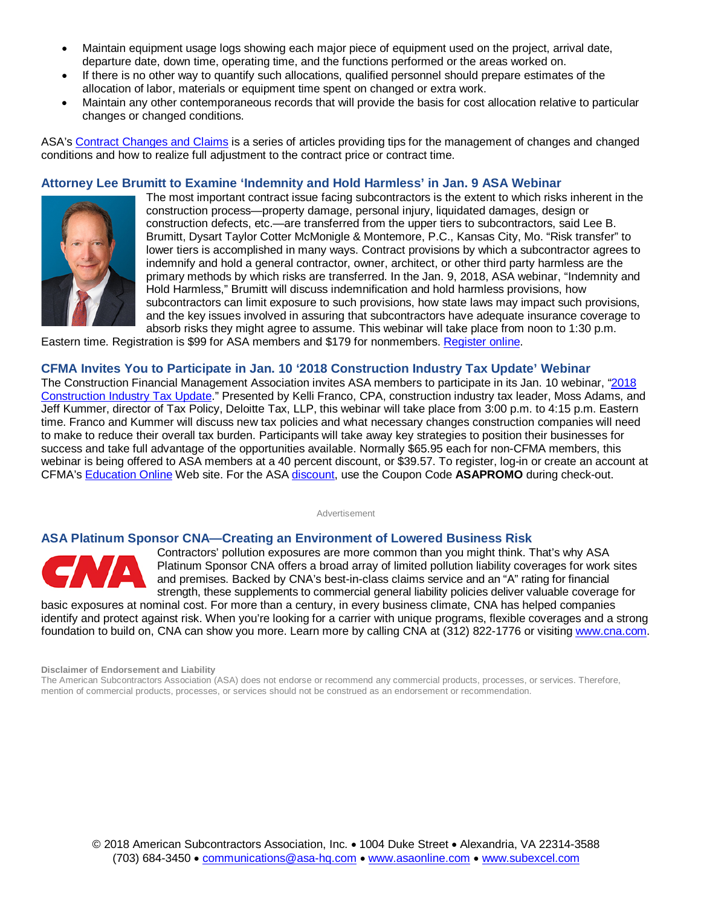- Maintain equipment usage logs showing each major piece of equipment used on the project, arrival date, departure date, down time, operating time, and the functions performed or the areas worked on.
- If there is no other way to quantify such allocations, qualified personnel should prepare estimates of the allocation of labor, materials or equipment time spent on changed or extra work.
- Maintain any other contemporaneous records that will provide the basis for cost allocation relative to particular changes or changed conditions.

ASA's Contract Changes and Claims is a series of articles providing tips for the management of changes and changed conditions and how to realize full adjustment to the contract price or contract time.

## Attorney Lee Brumitt to Examine 'Indemnity and Hold Harmless' in Jan. 9 ASA Webinar

The most important contract issue facing subcontractors is the extent to which risks inherent in the construction process—property damage, personal injury, liquidated damages, design or construction defects, etc.—are transferred from the upper tiers to subcontractors, said Lee B. Brumitt, Dysart Taylor Cotter McMonigle & Montemore, P.C., Kansas City, Mo. "Risk transfer" to lower tiers is accomplished in many ways. Contract provisions by which a subcontractor agrees to indemnify and hold a general contractor, owner, architect, or other third party harmless are the primary methods by which risks are transferred. In the Jan. 9, 2018, ASA webinar, "Indemnity and Hold Harmless," Brumitt will discuss indemnification and hold harmless provisions, how subcontractors can limit exposure to such provisions, how state laws may impact such provisions, and the key issues involved in assuring that subcontractors have adequate insurance coverage to absorb risks they might agree to assume. This webinar will take place from noon to 1:30 p.m. Eastern time. Registration is $99 for ASA members and $179 for nonmembers. Register online.

## CFMA Invites You to Participate in Jan. 10 '2018 Construction Industry Tax Update' Webinar

The Construction Financial Management Association invites ASA members to participate in its Jan. 10 webinar, "2018 Construction Industry Tax Update." Presented by Kelli Franco, CPA, construction industry tax leader, Moss Adams, and Jeff Kummer, director of Tax Policy, Deloitte Tax, LLP, this webinar will take place from 3:00 p.m. to 4:15 p.m. Eastern time. Franco and Kummer will discuss new tax policies and what necessary changes construction companies will need to make to reduce their overall tax burden. Participants will take away key strategies to position their businesses for success and take full advantage of the opportunities available. Normally $65.95 each for non-CFMA members, this webinar is being offered to ASA members at a 40 percent discount, or $39.57. To register, log-in or create an account at CFMA's Education Online Web site. For the ASA discount, use the Coupon Code **ASAPROMO** during check-out.

Advertisement

## ASA Platinum Sponsor CNA—Creating an Environment of Lowered Business Risk

Contractors' pollution exposures are more common than you might think. That's why ASA Platinum Sponsor CNA offers a broad array of limited pollution liability coverages for work sites and premises. Backed by CNA's best-in-class claims service and an "A" rating for financial strength, these supplements to commercial general liability policies deliver valuable coverage for basic exposures at nominal cost. For more than a century, in every business climate, CNA has helped companies identify and protect against risk. When you're looking for a carrier with unique programs, flexible coverages and a strong foundation to build on, CNA can show you more. Learn more by calling CNA at (312) 822-1776 or visiting www.cna.com.

**Disclaimer of Endorsement and Liability**
The American Subcontractors Association (ASA) does not endorse or recommend any commercial products, processes, or services. Therefore, mention of commercial products, processes, or services should not be construed as an endorsement or recommendation.

© 2018 American Subcontractors Association, Inc. • 1004 Duke Street • Alexandria, VA 22314-3588
(703) 684-3450 • communications@asa-hq.com • www.asaonline.com • www.subexcel.com